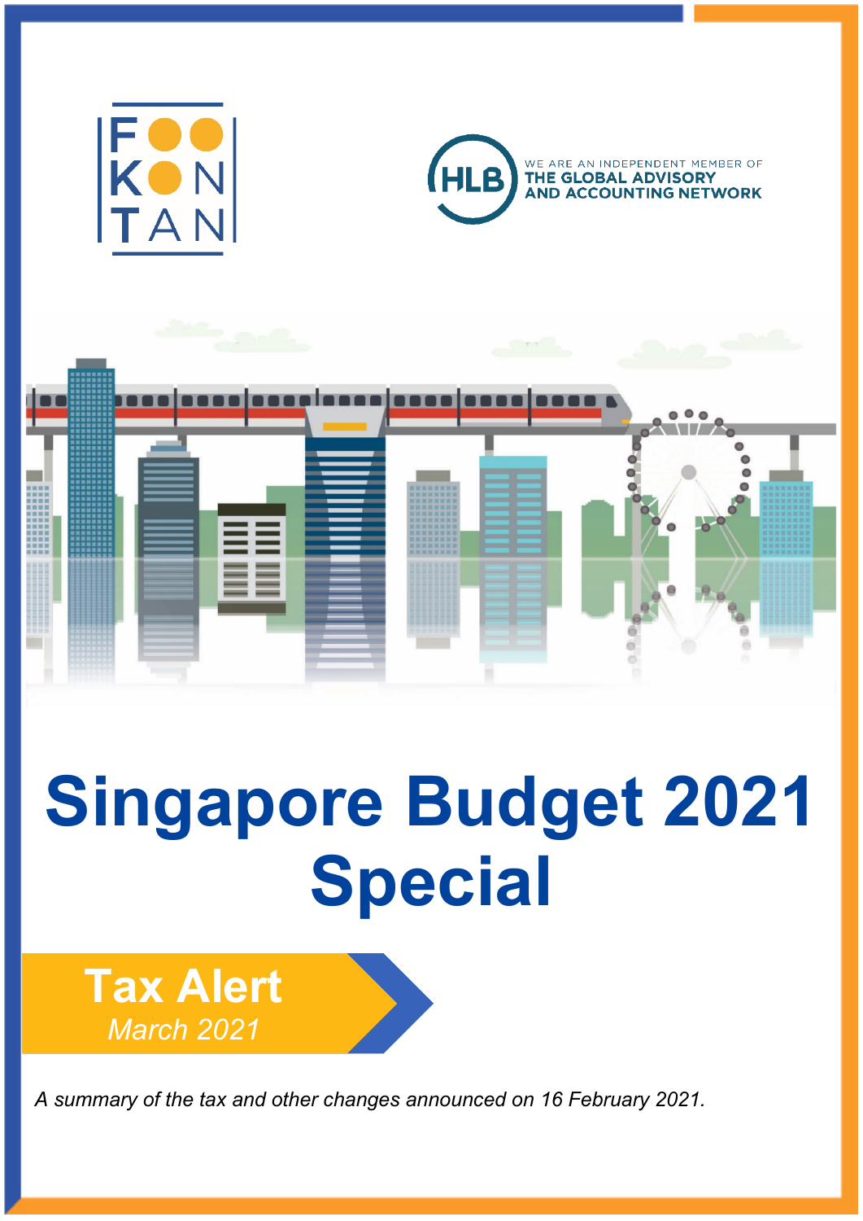FOO KON TAN

WE ARE AN INDEPENDENT MEMBER OF THE GLOBAL ADVISORY AND ACCOUNTING NETWORK

# Singapore Budget 2021 Special

**Tax Alert**

*March 2021*

*A summary of the tax and other changes announced on 16 February 2021.*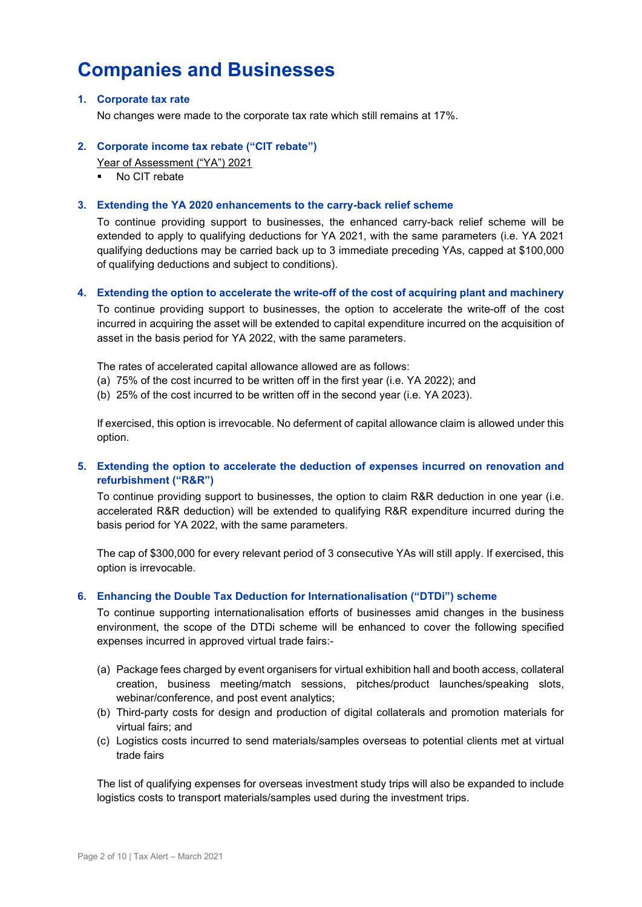# Companies and Businesses

## 1. Corporate tax rate

No changes were made to the corporate tax rate which still remains at 17%.

## 2. Corporate income tax rebate ("CIT rebate")

Year of Assessment ("YA") 2021

- No CIT rebate

## 3. Extending the YA 2020 enhancements to the carry-back relief scheme

To continue providing support to businesses, the enhanced carry-back relief scheme will be extended to apply to qualifying deductions for YA 2021, with the same parameters (i.e. YA 2021 qualifying deductions may be carried back up to 3 immediate preceding YAs, capped at $100,000 of qualifying deductions and subject to conditions).

## 4. Extending the option to accelerate the write-off of the cost of acquiring plant and machinery

To continue providing support to businesses, the option to accelerate the write-off of the cost incurred in acquiring the asset will be extended to capital expenditure incurred on the acquisition of asset in the basis period for YA 2022, with the same parameters.

The rates of accelerated capital allowance allowed are as follows:

(a) 75% of the cost incurred to be written off in the first year (i.e. YA 2022); and
(b) 25% of the cost incurred to be written off in the second year (i.e. YA 2023).

If exercised, this option is irrevocable. No deferment of capital allowance claim is allowed under this option.

## 5. Extending the option to accelerate the deduction of expenses incurred on renovation and refurbishment ("R&R")

To continue providing support to businesses, the option to claim R&R deduction in one year (i.e. accelerated R&R deduction) will be extended to qualifying R&R expenditure incurred during the basis period for YA 2022, with the same parameters.

The cap of $300,000 for every relevant period of 3 consecutive YAs will still apply. If exercised, this option is irrevocable.

## 6. Enhancing the Double Tax Deduction for Internationalisation ("DTDi") scheme

To continue supporting internationalisation efforts of businesses amid changes in the business environment, the scope of the DTDi scheme will be enhanced to cover the following specified expenses incurred in approved virtual trade fairs:-

(a) Package fees charged by event organisers for virtual exhibition hall and booth access, collateral creation, business meeting/match sessions, pitches/product launches/speaking slots, webinar/conference, and post event analytics;
(b) Third-party costs for design and production of digital collaterals and promotion materials for virtual fairs; and
(c) Logistics costs incurred to send materials/samples overseas to potential clients met at virtual trade fairs

The list of qualifying expenses for overseas investment study trips will also be expanded to include logistics costs to transport materials/samples used during the investment trips.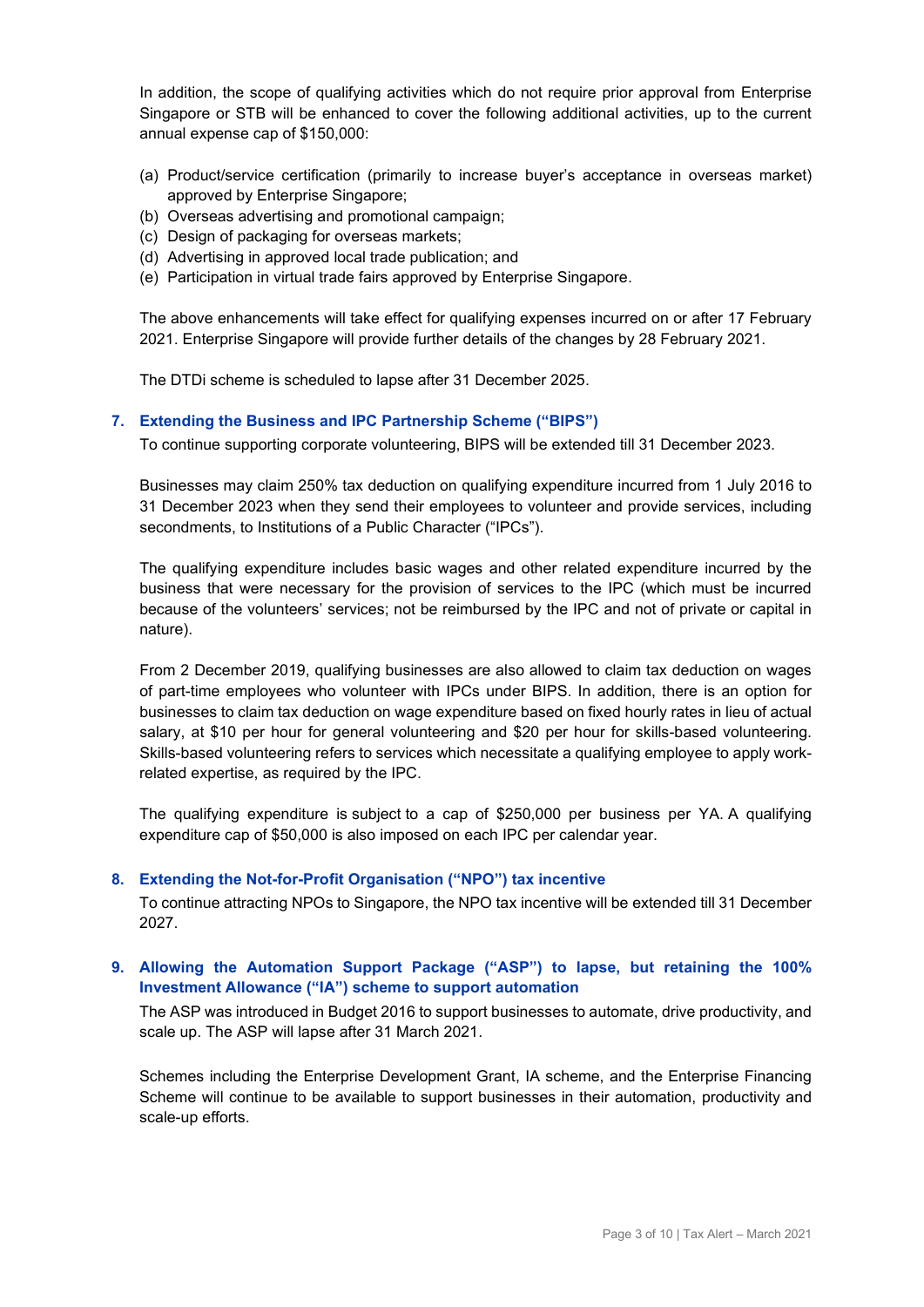In addition, the scope of qualifying activities which do not require prior approval from Enterprise Singapore or STB will be enhanced to cover the following additional activities, up to the current annual expense cap of $150,000:

(a) Product/service certification (primarily to increase buyer's acceptance in overseas market) approved by Enterprise Singapore;
(b) Overseas advertising and promotional campaign;
(c) Design of packaging for overseas markets;
(d) Advertising in approved local trade publication; and
(e) Participation in virtual trade fairs approved by Enterprise Singapore.

The above enhancements will take effect for qualifying expenses incurred on or after 17 February 2021. Enterprise Singapore will provide further details of the changes by 28 February 2021.

The DTDi scheme is scheduled to lapse after 31 December 2025.

### 7. Extending the Business and IPC Partnership Scheme ("BIPS")

To continue supporting corporate volunteering, BIPS will be extended till 31 December 2023.

Businesses may claim 250% tax deduction on qualifying expenditure incurred from 1 July 2016 to 31 December 2023 when they send their employees to volunteer and provide services, including secondments, to Institutions of a Public Character ("IPCs").

The qualifying expenditure includes basic wages and other related expenditure incurred by the business that were necessary for the provision of services to the IPC (which must be incurred because of the volunteers' services; not be reimbursed by the IPC and not of private or capital in nature).

From 2 December 2019, qualifying businesses are also allowed to claim tax deduction on wages of part-time employees who volunteer with IPCs under BIPS. In addition, there is an option for businesses to claim tax deduction on wage expenditure based on fixed hourly rates in lieu of actual salary, at $10 per hour for general volunteering and $20 per hour for skills-based volunteering. Skills-based volunteering refers to services which necessitate a qualifying employee to apply work-related expertise, as required by the IPC.

The qualifying expenditure is subject to a cap of $250,000 per business per YA. A qualifying expenditure cap of $50,000 is also imposed on each IPC per calendar year.

### 8. Extending the Not-for-Profit Organisation ("NPO") tax incentive

To continue attracting NPOs to Singapore, the NPO tax incentive will be extended till 31 December 2027.

### 9. Allowing the Automation Support Package ("ASP") to lapse, but retaining the 100% Investment Allowance ("IA") scheme to support automation

The ASP was introduced in Budget 2016 to support businesses to automate, drive productivity, and scale up. The ASP will lapse after 31 March 2021.

Schemes including the Enterprise Development Grant, IA scheme, and the Enterprise Financing Scheme will continue to be available to support businesses in their automation, productivity and scale-up efforts.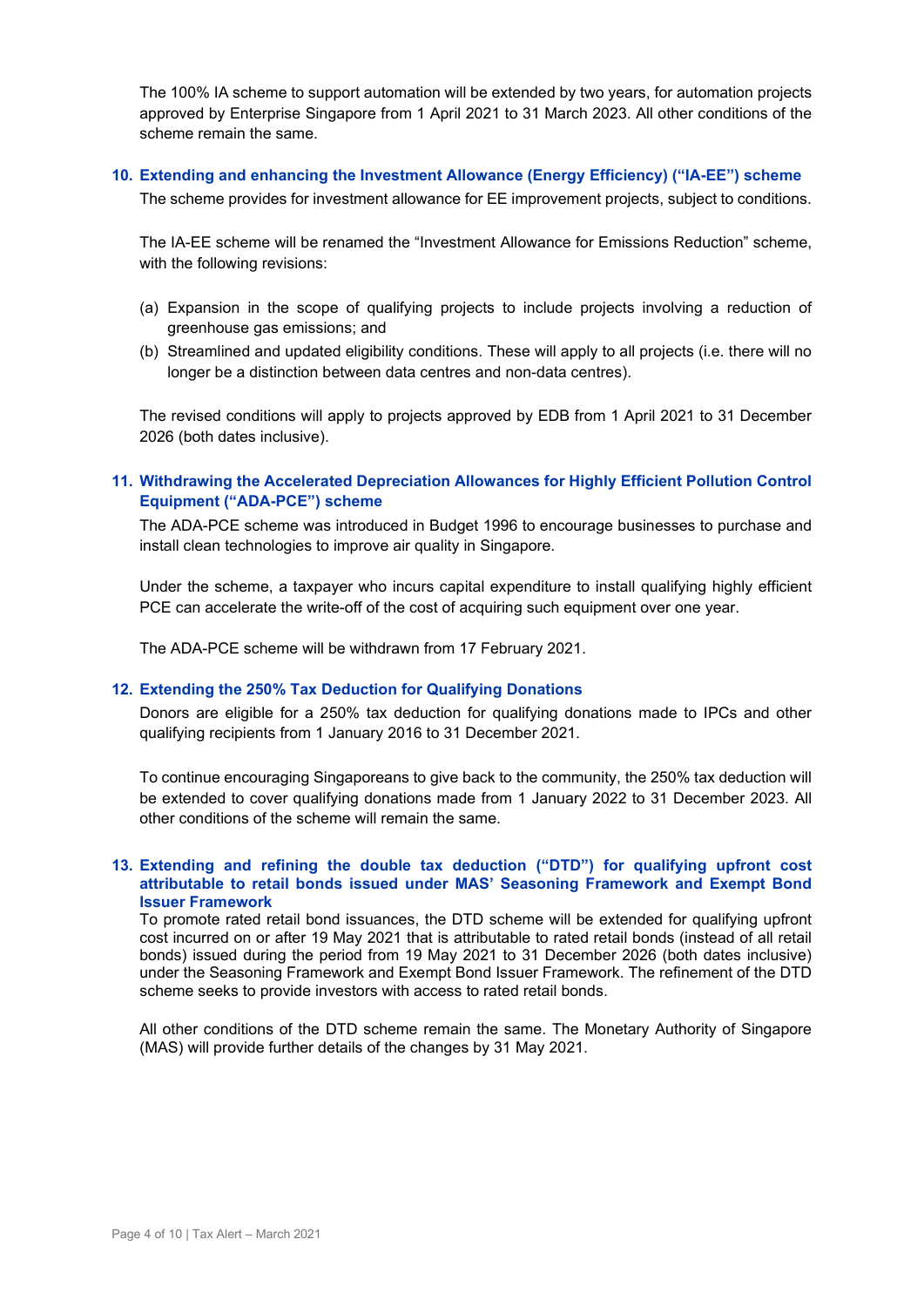The 100% IA scheme to support automation will be extended by two years, for automation projects approved by Enterprise Singapore from 1 April 2021 to 31 March 2023. All other conditions of the scheme remain the same.

## 10. Extending and enhancing the Investment Allowance (Energy Efficiency) ("IA-EE") scheme

The scheme provides for investment allowance for EE improvement projects, subject to conditions.

The IA-EE scheme will be renamed the "Investment Allowance for Emissions Reduction" scheme, with the following revisions:

(a) Expansion in the scope of qualifying projects to include projects involving a reduction of greenhouse gas emissions; and

(b) Streamlined and updated eligibility conditions. These will apply to all projects (i.e. there will no longer be a distinction between data centres and non-data centres).

The revised conditions will apply to projects approved by EDB from 1 April 2021 to 31 December 2026 (both dates inclusive).

## 11. Withdrawing the Accelerated Depreciation Allowances for Highly Efficient Pollution Control Equipment ("ADA-PCE") scheme

The ADA-PCE scheme was introduced in Budget 1996 to encourage businesses to purchase and install clean technologies to improve air quality in Singapore.

Under the scheme, a taxpayer who incurs capital expenditure to install qualifying highly efficient PCE can accelerate the write-off of the cost of acquiring such equipment over one year.

The ADA-PCE scheme will be withdrawn from 17 February 2021.

## 12. Extending the 250% Tax Deduction for Qualifying Donations

Donors are eligible for a 250% tax deduction for qualifying donations made to IPCs and other qualifying recipients from 1 January 2016 to 31 December 2021.

To continue encouraging Singaporeans to give back to the community, the 250% tax deduction will be extended to cover qualifying donations made from 1 January 2022 to 31 December 2023. All other conditions of the scheme will remain the same.

## 13. Extending and refining the double tax deduction ("DTD") for qualifying upfront cost attributable to retail bonds issued under MAS' Seasoning Framework and Exempt Bond Issuer Framework

To promote rated retail bond issuances, the DTD scheme will be extended for qualifying upfront cost incurred on or after 19 May 2021 that is attributable to rated retail bonds (instead of all retail bonds) issued during the period from 19 May 2021 to 31 December 2026 (both dates inclusive) under the Seasoning Framework and Exempt Bond Issuer Framework. The refinement of the DTD scheme seeks to provide investors with access to rated retail bonds.

All other conditions of the DTD scheme remain the same. The Monetary Authority of Singapore (MAS) will provide further details of the changes by 31 May 2021.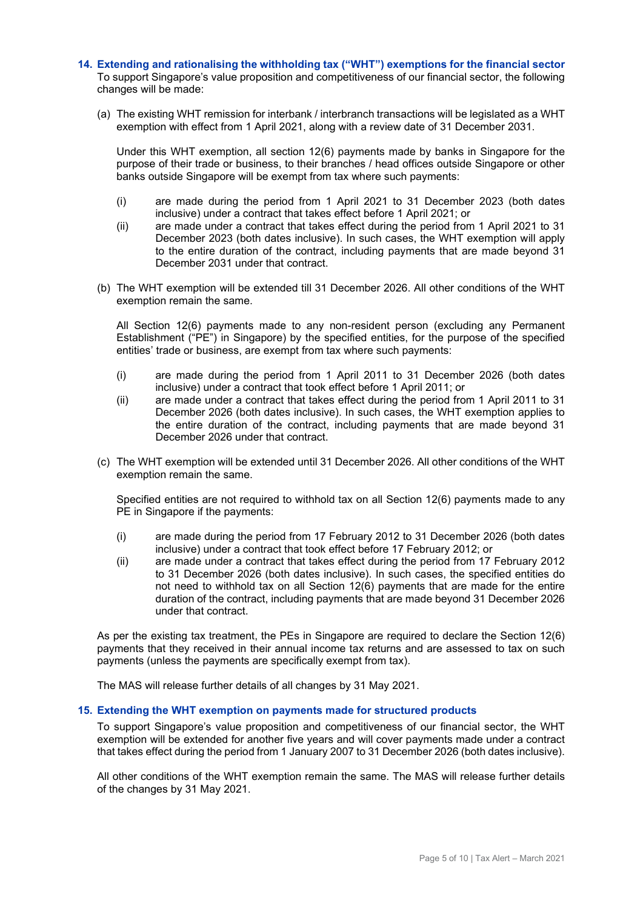### 14. Extending and rationalising the withholding tax ("WHT") exemptions for the financial sector

To support Singapore's value proposition and competitiveness of our financial sector, the following changes will be made:

(a) The existing WHT remission for interbank / interbranch transactions will be legislated as a WHT exemption with effect from 1 April 2021, along with a review date of 31 December 2031.

Under this WHT exemption, all section 12(6) payments made by banks in Singapore for the purpose of their trade or business, to their branches / head offices outside Singapore or other banks outside Singapore will be exempt from tax where such payments:

- (i) are made during the period from 1 April 2021 to 31 December 2023 (both dates inclusive) under a contract that takes effect before 1 April 2021; or
- (ii) are made under a contract that takes effect during the period from 1 April 2021 to 31 December 2023 (both dates inclusive). In such cases, the WHT exemption will apply to the entire duration of the contract, including payments that are made beyond 31 December 2031 under that contract.

(b) The WHT exemption will be extended till 31 December 2026. All other conditions of the WHT exemption remain the same.

All Section 12(6) payments made to any non-resident person (excluding any Permanent Establishment ("PE") in Singapore) by the specified entities, for the purpose of the specified entities' trade or business, are exempt from tax where such payments:

- (i) are made during the period from 1 April 2011 to 31 December 2026 (both dates inclusive) under a contract that took effect before 1 April 2011; or
- (ii) are made under a contract that takes effect during the period from 1 April 2011 to 31 December 2026 (both dates inclusive). In such cases, the WHT exemption applies to the entire duration of the contract, including payments that are made beyond 31 December 2026 under that contract.

(c) The WHT exemption will be extended until 31 December 2026. All other conditions of the WHT exemption remain the same.

Specified entities are not required to withhold tax on all Section 12(6) payments made to any PE in Singapore if the payments:

- (i) are made during the period from 17 February 2012 to 31 December 2026 (both dates inclusive) under a contract that took effect before 17 February 2012; or
- (ii) are made under a contract that takes effect during the period from 17 February 2012 to 31 December 2026 (both dates inclusive). In such cases, the specified entities do not need to withhold tax on all Section 12(6) payments that are made for the entire duration of the contract, including payments that are made beyond 31 December 2026 under that contract.

As per the existing tax treatment, the PEs in Singapore are required to declare the Section 12(6) payments that they received in their annual income tax returns and are assessed to tax on such payments (unless the payments are specifically exempt from tax).

The MAS will release further details of all changes by 31 May 2021.

### 15. Extending the WHT exemption on payments made for structured products

To support Singapore's value proposition and competitiveness of our financial sector, the WHT exemption will be extended for another five years and will cover payments made under a contract that takes effect during the period from 1 January 2007 to 31 December 2026 (both dates inclusive).

All other conditions of the WHT exemption remain the same. The MAS will release further details of the changes by 31 May 2021.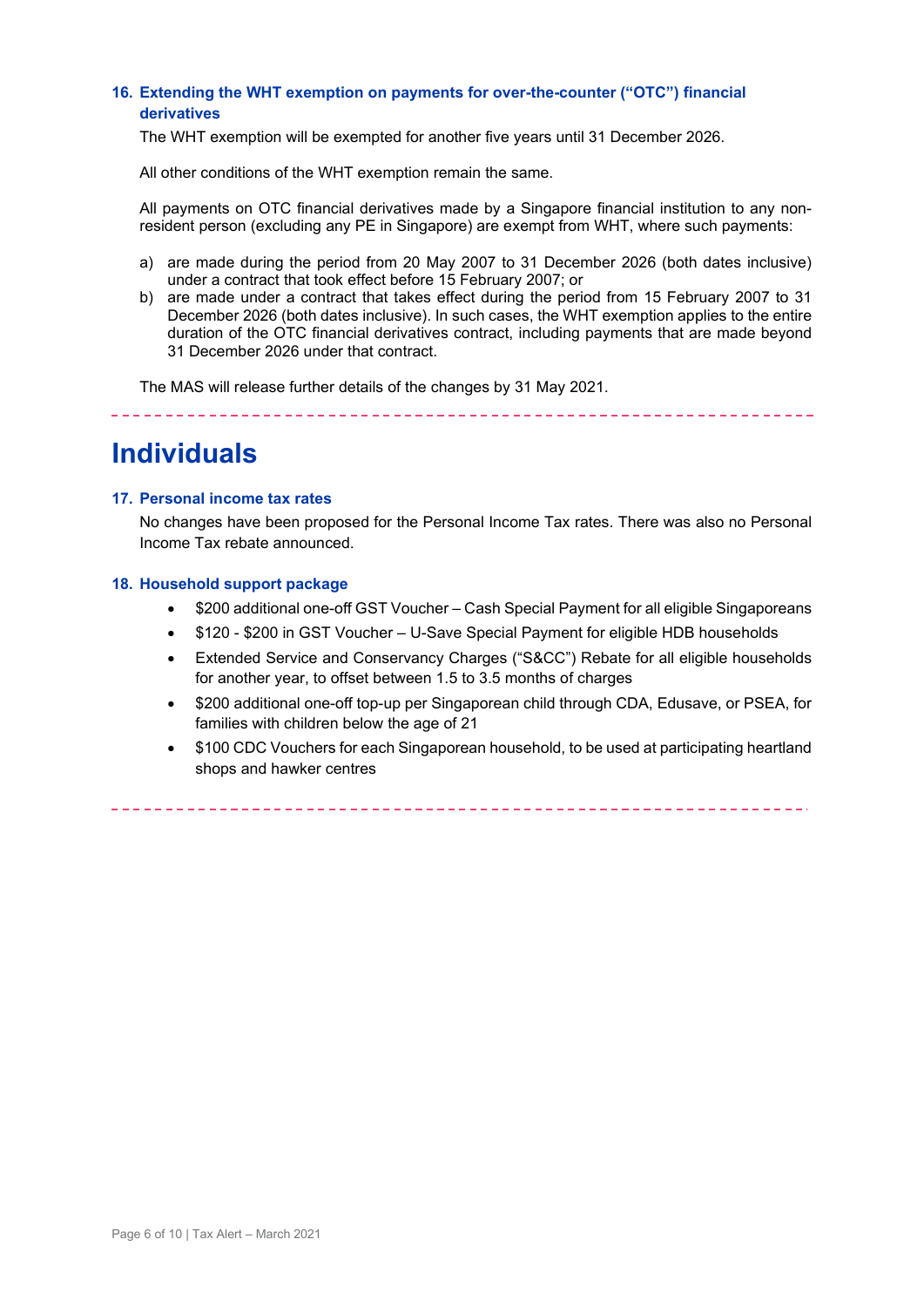### 16. Extending the WHT exemption on payments for over-the-counter ("OTC") financial derivatives

The WHT exemption will be exempted for another five years until 31 December 2026.

All other conditions of the WHT exemption remain the same.

All payments on OTC financial derivatives made by a Singapore financial institution to any non-resident person (excluding any PE in Singapore) are exempt from WHT, where such payments:

a) are made during the period from 20 May 2007 to 31 December 2026 (both dates inclusive) under a contract that took effect before 15 February 2007; or
b) are made under a contract that takes effect during the period from 15 February 2007 to 31 December 2026 (both dates inclusive). In such cases, the WHT exemption applies to the entire duration of the OTC financial derivatives contract, including payments that are made beyond 31 December 2026 under that contract.

The MAS will release further details of the changes by 31 May 2021.

---

# Individuals

### 17. Personal income tax rates

No changes have been proposed for the Personal Income Tax rates. There was also no Personal Income Tax rebate announced.

### 18. Household support package

- $200 additional one-off GST Voucher – Cash Special Payment for all eligible Singaporeans
- $120 - $200 in GST Voucher – U-Save Special Payment for eligible HDB households
- Extended Service and Conservancy Charges ("S&CC") Rebate for all eligible households for another year, to offset between 1.5 to 3.5 months of charges
- $200 additional one-off top-up per Singaporean child through CDA, Edusave, or PSEA, for families with children below the age of 21
- $100 CDC Vouchers for each Singaporean household, to be used at participating heartland shops and hawker centres

---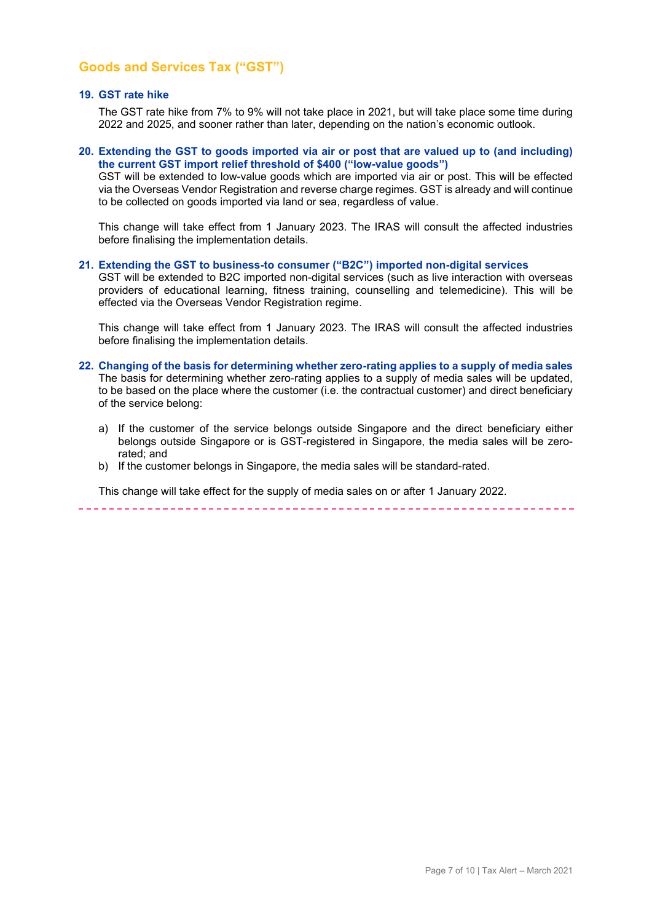## Goods and Services Tax ("GST")

### 19. GST rate hike

The GST rate hike from 7% to 9% will not take place in 2021, but will take place some time during 2022 and 2025, and sooner rather than later, depending on the nation's economic outlook.

### 20. Extending the GST to goods imported via air or post that are valued up to (and including) the current GST import relief threshold of $400 ("low-value goods")

GST will be extended to low-value goods which are imported via air or post. This will be effected via the Overseas Vendor Registration and reverse charge regimes. GST is already and will continue to be collected on goods imported via land or sea, regardless of value.

This change will take effect from 1 January 2023. The IRAS will consult the affected industries before finalising the implementation details.

### 21. Extending the GST to business-to consumer ("B2C") imported non-digital services

GST will be extended to B2C imported non-digital services (such as live interaction with overseas providers of educational learning, fitness training, counselling and telemedicine). This will be effected via the Overseas Vendor Registration regime.

This change will take effect from 1 January 2023. The IRAS will consult the affected industries before finalising the implementation details.

### 22. Changing of the basis for determining whether zero-rating applies to a supply of media sales

The basis for determining whether zero-rating applies to a supply of media sales will be updated, to be based on the place where the customer (i.e. the contractual customer) and direct beneficiary of the service belong:

a) If the customer of the service belongs outside Singapore and the direct beneficiary either belongs outside Singapore or is GST-registered in Singapore, the media sales will be zero-rated; and
b) If the customer belongs in Singapore, the media sales will be standard-rated.

This change will take effect for the supply of media sales on or after 1 January 2022.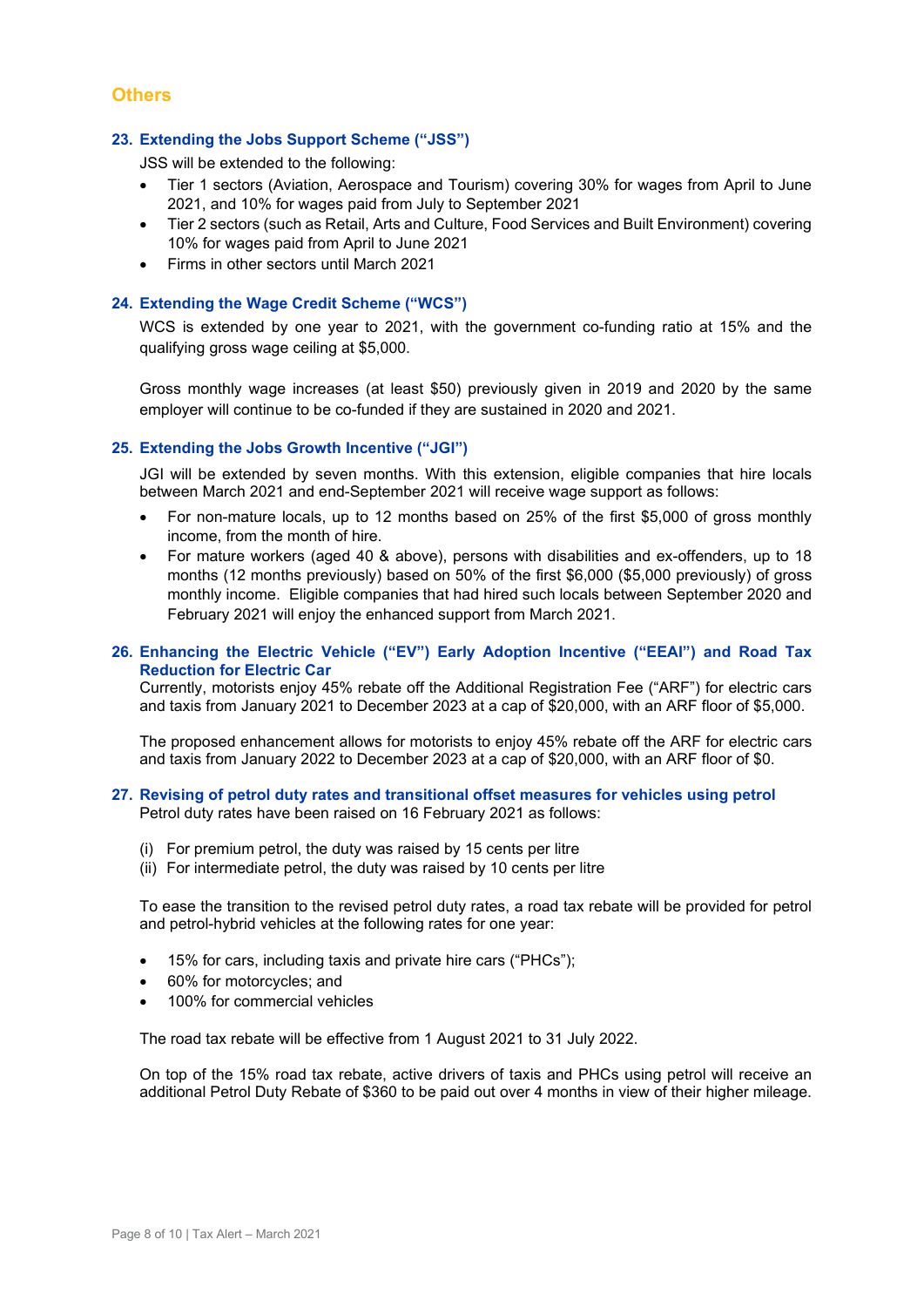## Others

### 23. Extending the Jobs Support Scheme ("JSS")

JSS will be extended to the following:

- Tier 1 sectors (Aviation, Aerospace and Tourism) covering 30% for wages from April to June 2021, and 10% for wages paid from July to September 2021
- Tier 2 sectors (such as Retail, Arts and Culture, Food Services and Built Environment) covering 10% for wages paid from April to June 2021
- Firms in other sectors until March 2021

### 24. Extending the Wage Credit Scheme ("WCS")

WCS is extended by one year to 2021, with the government co-funding ratio at 15% and the qualifying gross wage ceiling at $5,000.

Gross monthly wage increases (at least $50) previously given in 2019 and 2020 by the same employer will continue to be co-funded if they are sustained in 2020 and 2021.

### 25. Extending the Jobs Growth Incentive ("JGI")

JGI will be extended by seven months. With this extension, eligible companies that hire locals between March 2021 and end-September 2021 will receive wage support as follows:

- For non-mature locals, up to 12 months based on 25% of the first $5,000 of gross monthly income, from the month of hire.
- For mature workers (aged 40 & above), persons with disabilities and ex-offenders, up to 18 months (12 months previously) based on 50% of the first $6,000 ($5,000 previously) of gross monthly income. Eligible companies that had hired such locals between September 2020 and February 2021 will enjoy the enhanced support from March 2021.

### 26. Enhancing the Electric Vehicle ("EV") Early Adoption Incentive ("EEAI") and Road Tax Reduction for Electric Car

Currently, motorists enjoy 45% rebate off the Additional Registration Fee ("ARF") for electric cars and taxis from January 2021 to December 2023 at a cap of $20,000, with an ARF floor of $5,000.

The proposed enhancement allows for motorists to enjoy 45% rebate off the ARF for electric cars and taxis from January 2022 to December 2023 at a cap of $20,000, with an ARF floor of $0.

### 27. Revising of petrol duty rates and transitional offset measures for vehicles using petrol

Petrol duty rates have been raised on 16 February 2021 as follows:

(i) For premium petrol, the duty was raised by 15 cents per litre
(ii) For intermediate petrol, the duty was raised by 10 cents per litre

To ease the transition to the revised petrol duty rates, a road tax rebate will be provided for petrol and petrol-hybrid vehicles at the following rates for one year:

- 15% for cars, including taxis and private hire cars ("PHCs");
- 60% for motorcycles; and
- 100% for commercial vehicles

The road tax rebate will be effective from 1 August 2021 to 31 July 2022.

On top of the 15% road tax rebate, active drivers of taxis and PHCs using petrol will receive an additional Petrol Duty Rebate of $360 to be paid out over 4 months in view of their higher mileage.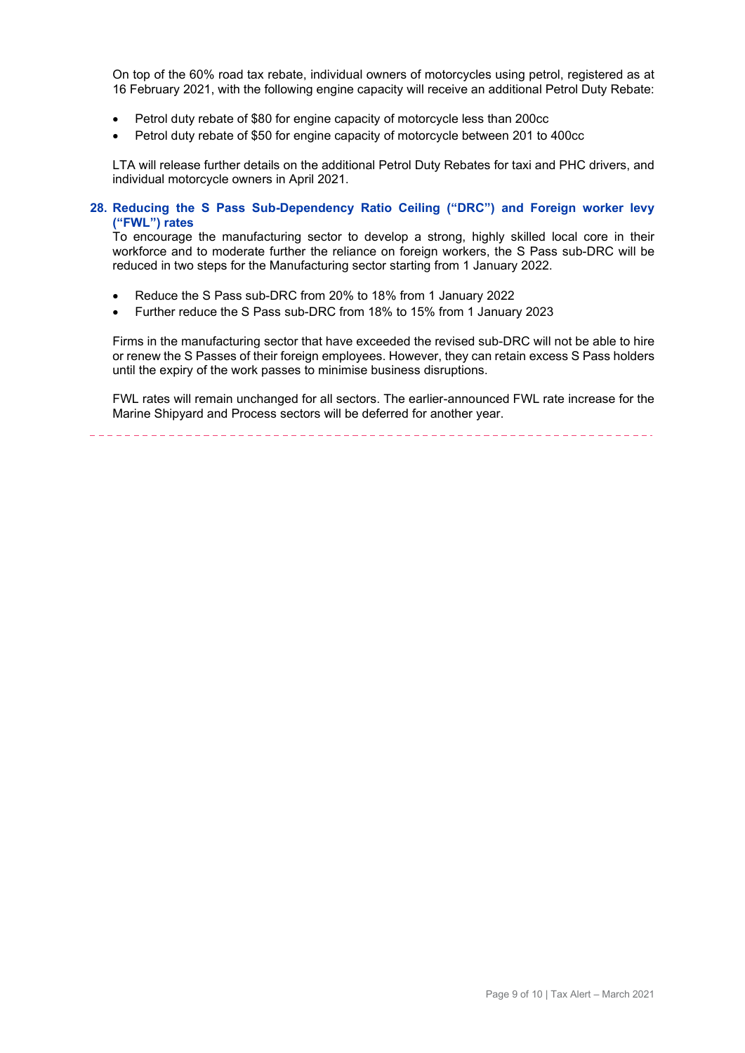On top of the 60% road tax rebate, individual owners of motorcycles using petrol, registered as at 16 February 2021, with the following engine capacity will receive an additional Petrol Duty Rebate:

- Petrol duty rebate of $80 for engine capacity of motorcycle less than 200cc
- Petrol duty rebate of $50 for engine capacity of motorcycle between 201 to 400cc

LTA will release further details on the additional Petrol Duty Rebates for taxi and PHC drivers, and individual motorcycle owners in April 2021.

### 28. Reducing the S Pass Sub-Dependency Ratio Ceiling ("DRC") and Foreign worker levy ("FWL") rates

To encourage the manufacturing sector to develop a strong, highly skilled local core in their workforce and to moderate further the reliance on foreign workers, the S Pass sub-DRC will be reduced in two steps for the Manufacturing sector starting from 1 January 2022.

- Reduce the S Pass sub-DRC from 20% to 18% from 1 January 2022
- Further reduce the S Pass sub-DRC from 18% to 15% from 1 January 2023

Firms in the manufacturing sector that have exceeded the revised sub-DRC will not be able to hire or renew the S Passes of their foreign employees. However, they can retain excess S Pass holders until the expiry of the work passes to minimise business disruptions.

FWL rates will remain unchanged for all sectors. The earlier-announced FWL rate increase for the Marine Shipyard and Process sectors will be deferred for another year.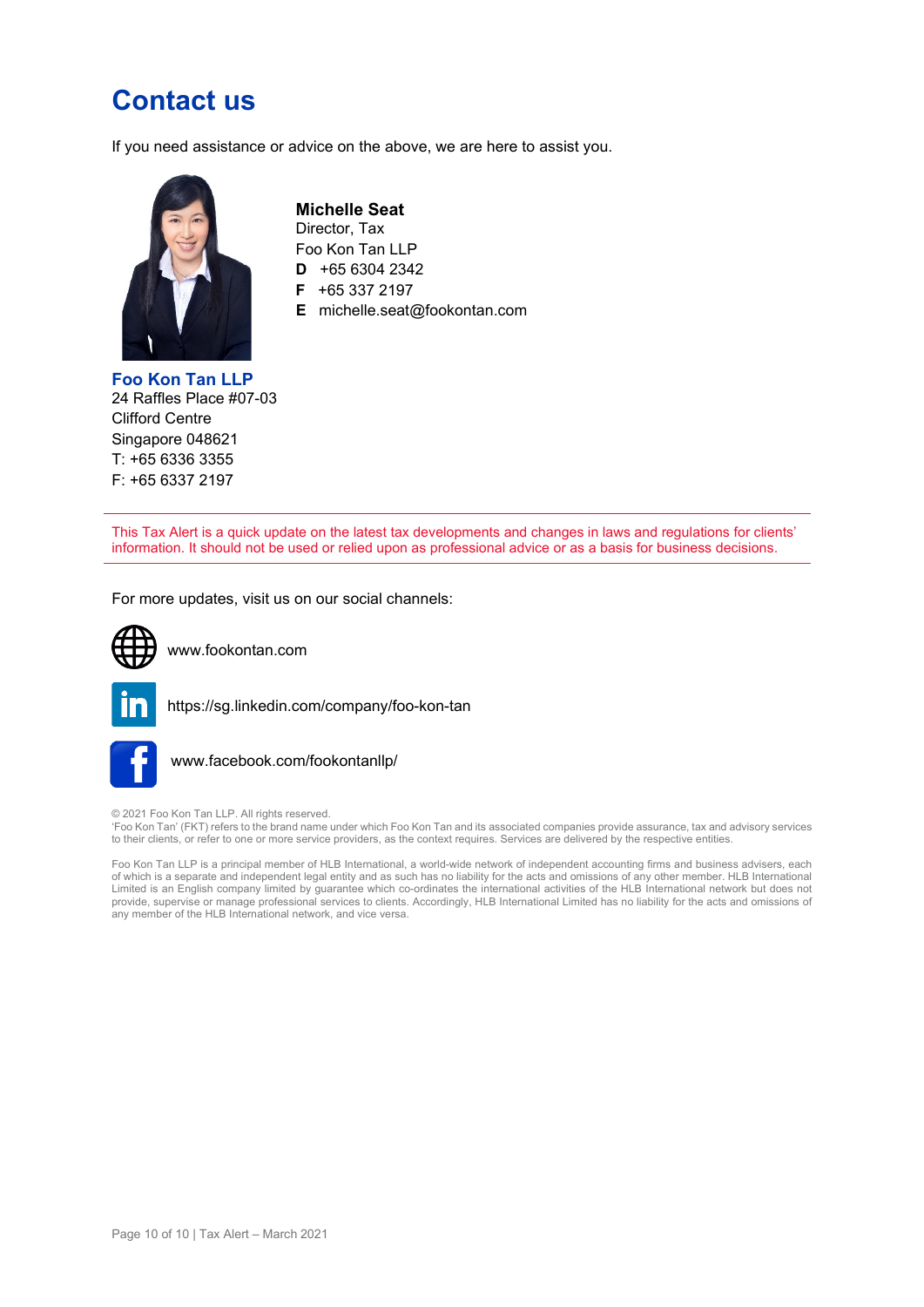# Contact us

If you need assistance or advice on the above, we are here to assist you.

**Michelle Seat**
Director, Tax
Foo Kon Tan LLP
**D** +65 6304 2342
**F** +65 337 2197
**E** michelle.seat@fookontan.com

**Foo Kon Tan LLP**
24 Raffles Place #07-03
Clifford Centre
Singapore 048621
T: +65 6336 3355
F: +65 6337 2197

---

This Tax Alert is a quick update on the latest tax developments and changes in laws and regulations for clients' information. It should not be used or relied upon as professional advice or as a basis for business decisions.

---

For more updates, visit us on our social channels:

www.fookontan.com

https://sg.linkedin.com/company/foo-kon-tan

www.facebook.com/fookontanllp/

© 2021 Foo Kon Tan LLP. All rights reserved.
'Foo Kon Tan' (FKT) refers to the brand name under which Foo Kon Tan and its associated companies provide assurance, tax and advisory services to their clients, or refer to one or more service providers, as the context requires. Services are delivered by the respective entities.

Foo Kon Tan LLP is a principal member of HLB International, a world-wide network of independent accounting firms and business advisers, each of which is a separate and independent legal entity and as such has no liability for the acts and omissions of any other member. HLB International Limited is an English company limited by guarantee which co-ordinates the international activities of the HLB International network but does not provide, supervise or manage professional services to clients. Accordingly, HLB International Limited has no liability for the acts and omissions of any member of the HLB International network, and vice versa.